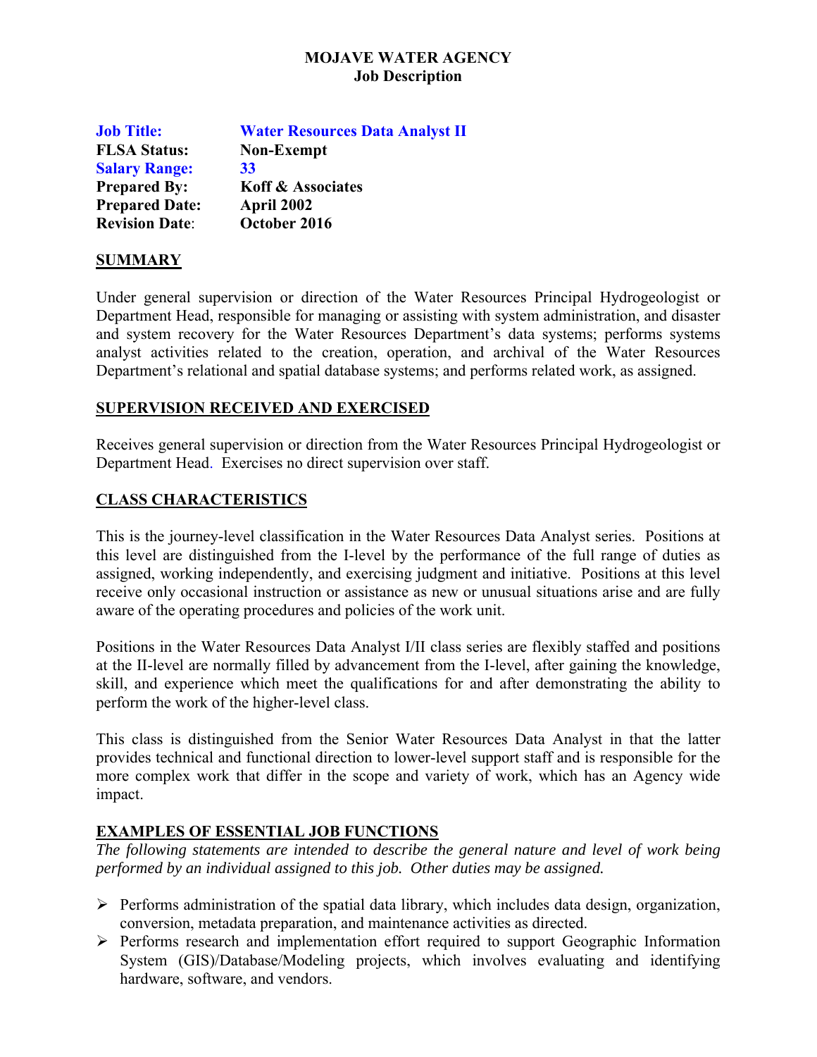**MOJAVE WATER AGENCY**
**Job Description**

| | |
|---|---|
| **Job Title:** | **Water Resources Data Analyst II** |
| **FLSA Status:** | **Non-Exempt** |
| **Salary Range:** | **33** |
| **Prepared By:** | **Koff & Associates** |
| **Prepared Date:** | **April 2002** |
| **Revision Date:** | **October 2016** |

## SUMMARY

Under general supervision or direction of the Water Resources Principal Hydrogeologist or Department Head, responsible for managing or assisting with system administration, and disaster and system recovery for the Water Resources Department's data systems; performs systems analyst activities related to the creation, operation, and archival of the Water Resources Department's relational and spatial database systems; and performs related work, as assigned.

## SUPERVISION RECEIVED AND EXERCISED

Receives general supervision or direction from the Water Resources Principal Hydrogeologist or Department Head. Exercises no direct supervision over staff.

## CLASS CHARACTERISTICS

This is the journey-level classification in the Water Resources Data Analyst series. Positions at this level are distinguished from the I-level by the performance of the full range of duties as assigned, working independently, and exercising judgment and initiative. Positions at this level receive only occasional instruction or assistance as new or unusual situations arise and are fully aware of the operating procedures and policies of the work unit.

Positions in the Water Resources Data Analyst I/II class series are flexibly staffed and positions at the II-level are normally filled by advancement from the I-level, after gaining the knowledge, skill, and experience which meet the qualifications for and after demonstrating the ability to perform the work of the higher-level class.

This class is distinguished from the Senior Water Resources Data Analyst in that the latter provides technical and functional direction to lower-level support staff and is responsible for the more complex work that differ in the scope and variety of work, which has an Agency wide impact.

## EXAMPLES OF ESSENTIAL JOB FUNCTIONS

*The following statements are intended to describe the general nature and level of work being performed by an individual assigned to this job. Other duties may be assigned.*

- Performs administration of the spatial data library, which includes data design, organization, conversion, metadata preparation, and maintenance activities as directed.
- Performs research and implementation effort required to support Geographic Information System (GIS)/Database/Modeling projects, which involves evaluating and identifying hardware, software, and vendors.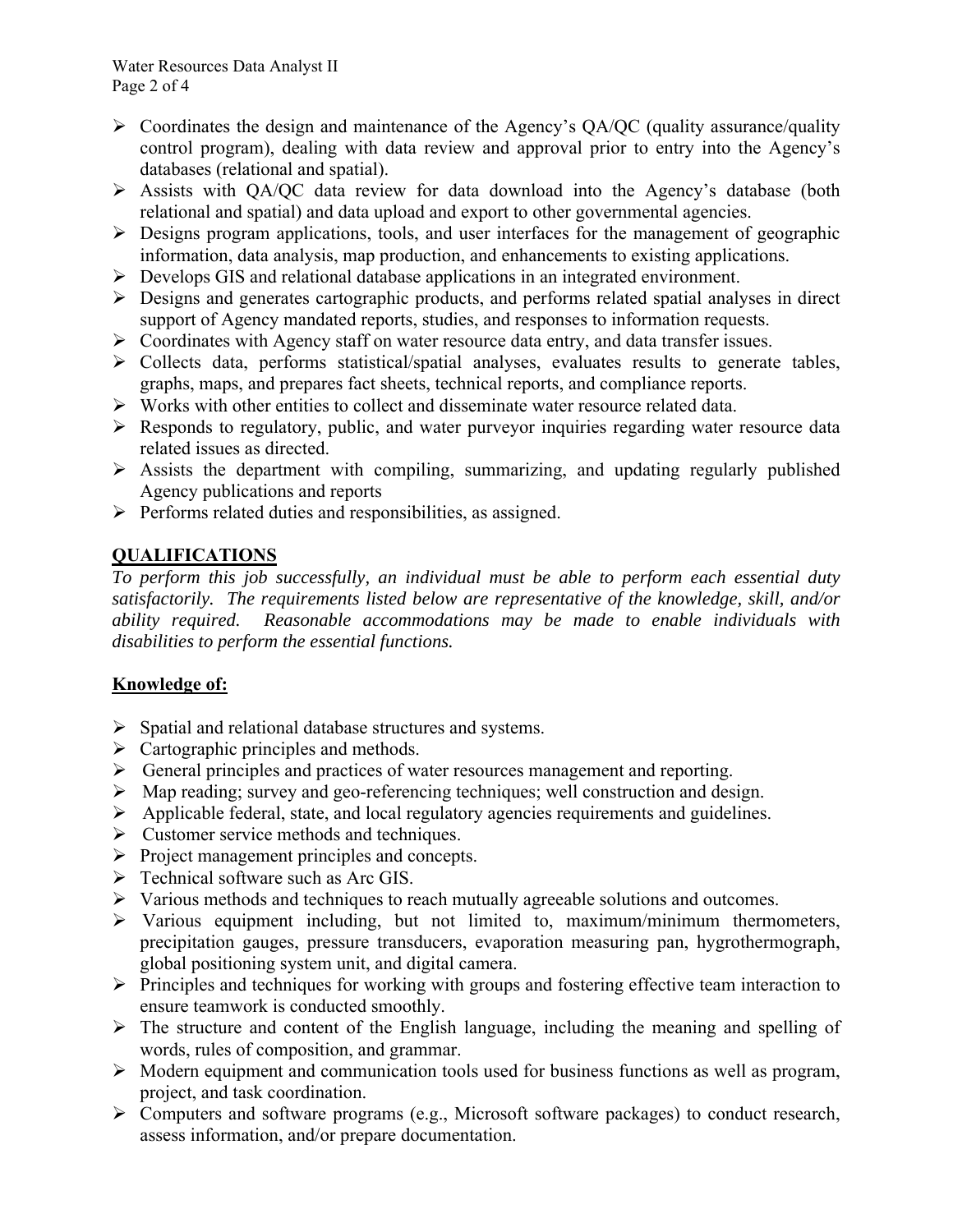- Coordinates the design and maintenance of the Agency's QA/QC (quality assurance/quality control program), dealing with data review and approval prior to entry into the Agency's databases (relational and spatial).
- Assists with QA/QC data review for data download into the Agency's database (both relational and spatial) and data upload and export to other governmental agencies.
- Designs program applications, tools, and user interfaces for the management of geographic information, data analysis, map production, and enhancements to existing applications.
- Develops GIS and relational database applications in an integrated environment.
- Designs and generates cartographic products, and performs related spatial analyses in direct support of Agency mandated reports, studies, and responses to information requests.
- Coordinates with Agency staff on water resource data entry, and data transfer issues.
- Collects data, performs statistical/spatial analyses, evaluates results to generate tables, graphs, maps, and prepares fact sheets, technical reports, and compliance reports.
- Works with other entities to collect and disseminate water resource related data.
- Responds to regulatory, public, and water purveyor inquiries regarding water resource data related issues as directed.
- Assists the department with compiling, summarizing, and updating regularly published Agency publications and reports
- Performs related duties and responsibilities, as assigned.

## QUALIFICATIONS

***To perform this job successfully, an individual must be able to perform each essential duty satisfactorily. The requirements listed below are representative of the knowledge, skill, and/or ability required. Reasonable accommodations may be made to enable individuals with disabilities to perform the essential functions.***

### Knowledge of:

- Spatial and relational database structures and systems.
- Cartographic principles and methods.
- General principles and practices of water resources management and reporting.
- Map reading; survey and geo-referencing techniques; well construction and design.
- Applicable federal, state, and local regulatory agencies requirements and guidelines.
- Customer service methods and techniques.
- Project management principles and concepts.
- Technical software such as Arc GIS.
- Various methods and techniques to reach mutually agreeable solutions and outcomes.
- Various equipment including, but not limited to, maximum/minimum thermometers, precipitation gauges, pressure transducers, evaporation measuring pan, hygrothermograph, global positioning system unit, and digital camera.
- Principles and techniques for working with groups and fostering effective team interaction to ensure teamwork is conducted smoothly.
- The structure and content of the English language, including the meaning and spelling of words, rules of composition, and grammar.
- Modern equipment and communication tools used for business functions as well as program, project, and task coordination.
- Computers and software programs (e.g., Microsoft software packages) to conduct research, assess information, and/or prepare documentation.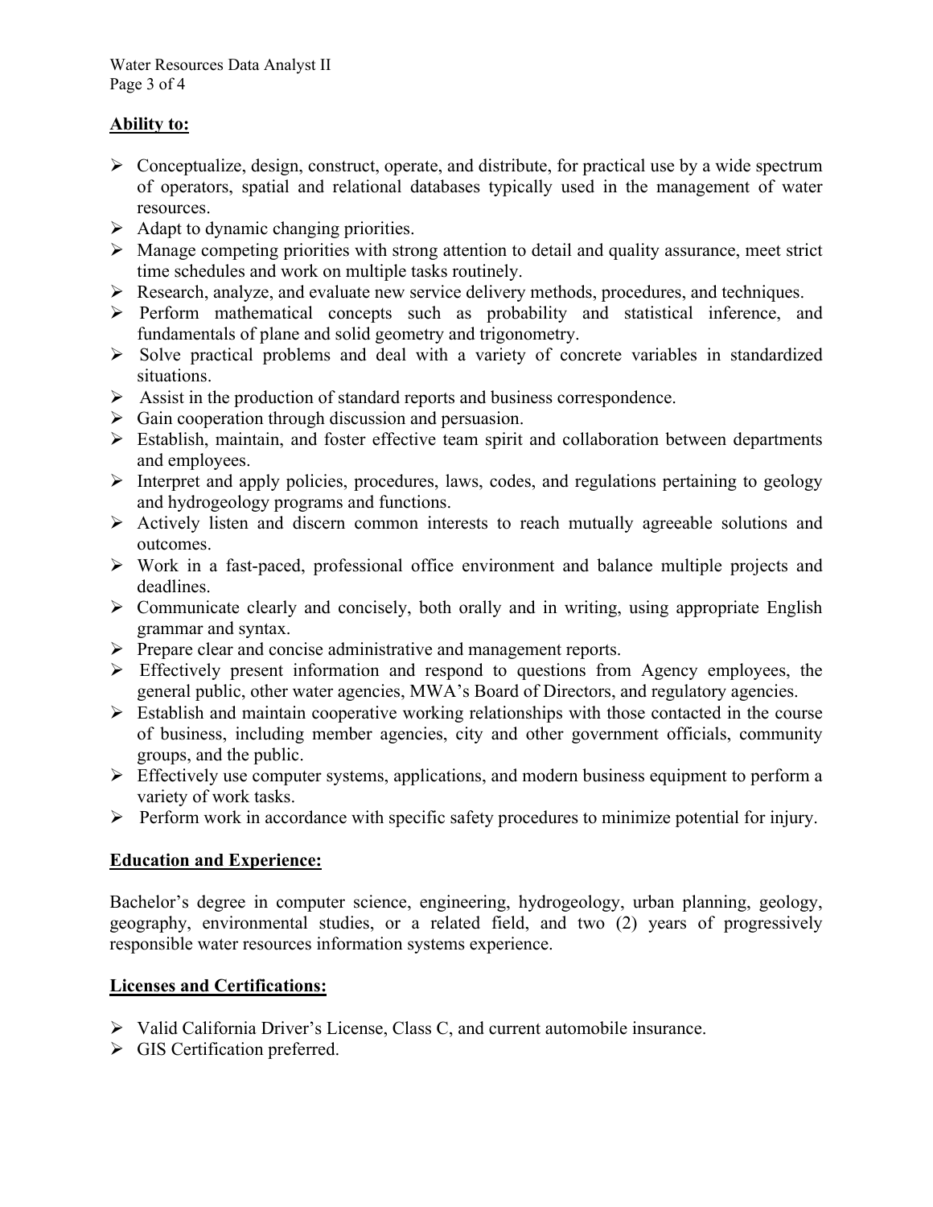**Ability to:**

- Conceptualize, design, construct, operate, and distribute, for practical use by a wide spectrum of operators, spatial and relational databases typically used in the management of water resources.
- Adapt to dynamic changing priorities.
- Manage competing priorities with strong attention to detail and quality assurance, meet strict time schedules and work on multiple tasks routinely.
- Research, analyze, and evaluate new service delivery methods, procedures, and techniques.
- Perform mathematical concepts such as probability and statistical inference, and fundamentals of plane and solid geometry and trigonometry.
- Solve practical problems and deal with a variety of concrete variables in standardized situations.
- Assist in the production of standard reports and business correspondence.
- Gain cooperation through discussion and persuasion.
- Establish, maintain, and foster effective team spirit and collaboration between departments and employees.
- Interpret and apply policies, procedures, laws, codes, and regulations pertaining to geology and hydrogeology programs and functions.
- Actively listen and discern common interests to reach mutually agreeable solutions and outcomes.
- Work in a fast-paced, professional office environment and balance multiple projects and deadlines.
- Communicate clearly and concisely, both orally and in writing, using appropriate English grammar and syntax.
- Prepare clear and concise administrative and management reports.
- Effectively present information and respond to questions from Agency employees, the general public, other water agencies, MWA's Board of Directors, and regulatory agencies.
- Establish and maintain cooperative working relationships with those contacted in the course of business, including member agencies, city and other government officials, community groups, and the public.
- Effectively use computer systems, applications, and modern business equipment to perform a variety of work tasks.
- Perform work in accordance with specific safety procedures to minimize potential for injury.

**Education and Experience:**

Bachelor's degree in computer science, engineering, hydrogeology, urban planning, geology, geography, environmental studies, or a related field, and two (2) years of progressively responsible water resources information systems experience.

**Licenses and Certifications:**

- Valid California Driver's License, Class C, and current automobile insurance.
- GIS Certification preferred.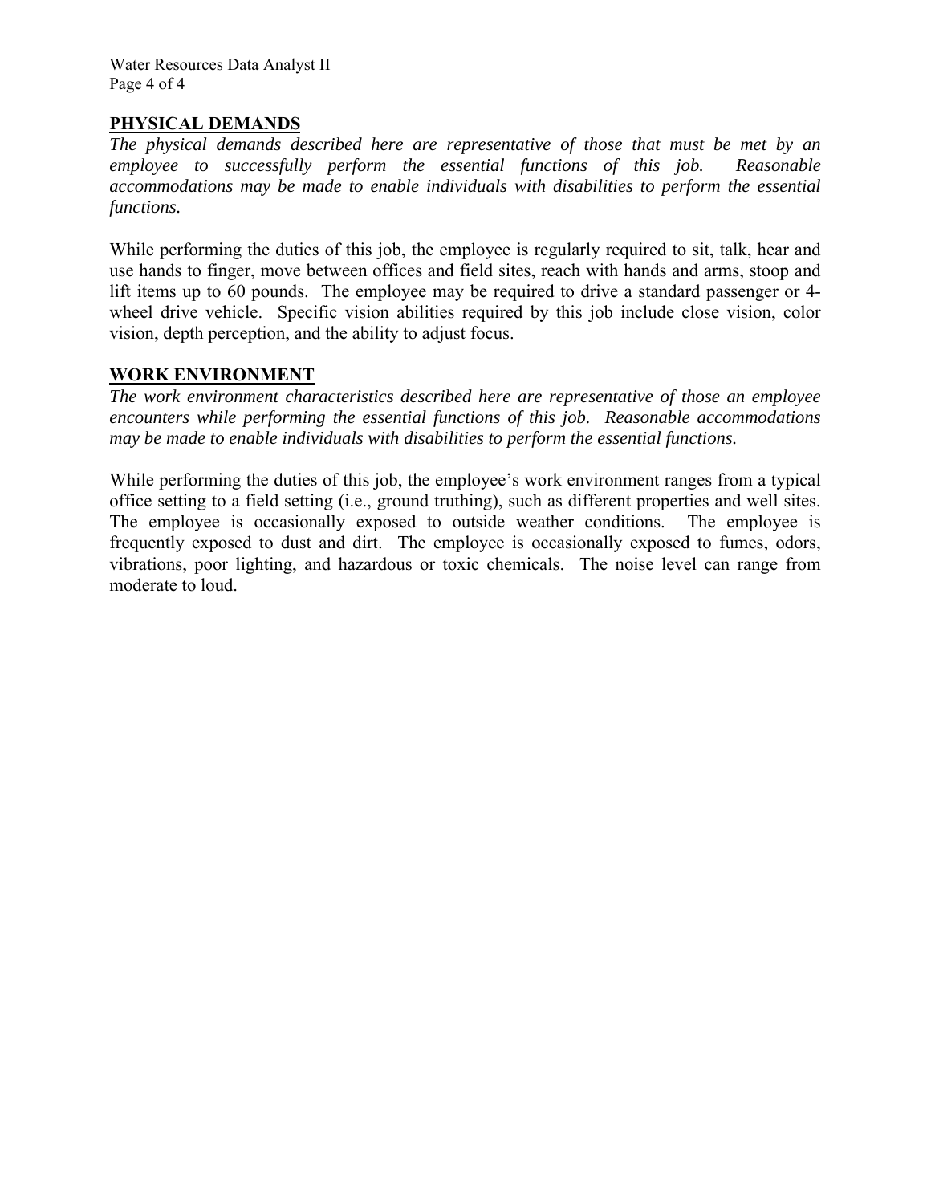## PHYSICAL DEMANDS

*The physical demands described here are representative of those that must be met by an employee to successfully perform the essential functions of this job. Reasonable accommodations may be made to enable individuals with disabilities to perform the essential functions.*

While performing the duties of this job, the employee is regularly required to sit, talk, hear and use hands to finger, move between offices and field sites, reach with hands and arms, stoop and lift items up to 60 pounds. The employee may be required to drive a standard passenger or 4-wheel drive vehicle. Specific vision abilities required by this job include close vision, color vision, depth perception, and the ability to adjust focus.

## WORK ENVIRONMENT

*The work environment characteristics described here are representative of those an employee encounters while performing the essential functions of this job. Reasonable accommodations may be made to enable individuals with disabilities to perform the essential functions.*

While performing the duties of this job, the employee's work environment ranges from a typical office setting to a field setting (i.e., ground truthing), such as different properties and well sites. The employee is occasionally exposed to outside weather conditions. The employee is frequently exposed to dust and dirt. The employee is occasionally exposed to fumes, odors, vibrations, poor lighting, and hazardous or toxic chemicals. The noise level can range from moderate to loud.